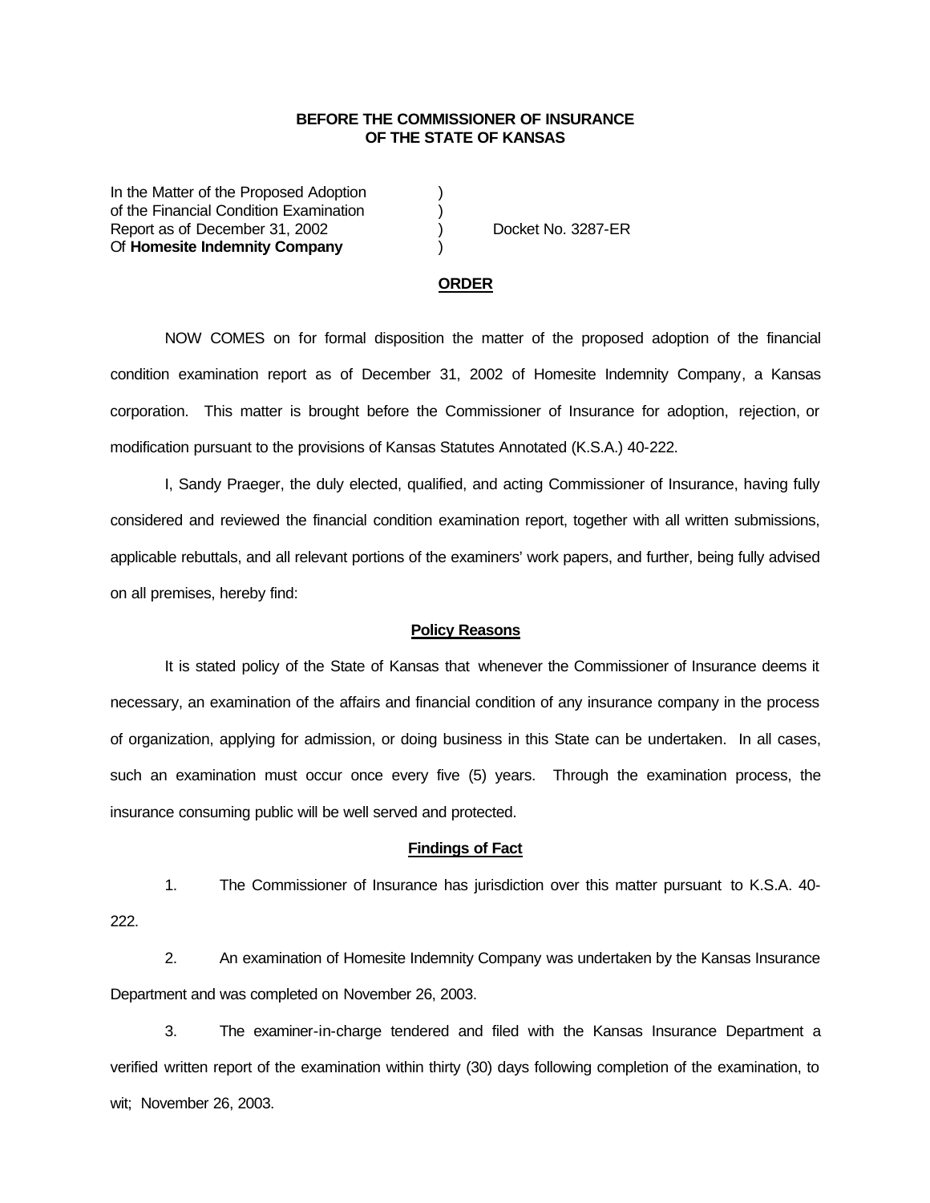**BEFORE THE COMMISSIONER OF INSURANCE**
**OF THE STATE OF KANSAS**

In the Matter of the Proposed Adoption )
of the Financial Condition Examination )
Report as of December 31, 2002 ) Docket No. 3287-ER
Of **Homesite Indemnity Company** )

**ORDER**

NOW COMES on for formal disposition the matter of the proposed adoption of the financial condition examination report as of December 31, 2002 of Homesite Indemnity Company, a Kansas corporation. This matter is brought before the Commissioner of Insurance for adoption, rejection, or modification pursuant to the provisions of Kansas Statutes Annotated (K.S.A.) 40-222.

I, Sandy Praeger, the duly elected, qualified, and acting Commissioner of Insurance, having fully considered and reviewed the financial condition examination report, together with all written submissions, applicable rebuttals, and all relevant portions of the examiners' work papers, and further, being fully advised on all premises, hereby find:

**Policy Reasons**

It is stated policy of the State of Kansas that whenever the Commissioner of Insurance deems it necessary, an examination of the affairs and financial condition of any insurance company in the process of organization, applying for admission, or doing business in this State can be undertaken. In all cases, such an examination must occur once every five (5) years. Through the examination process, the insurance consuming public will be well served and protected.

**Findings of Fact**

1. The Commissioner of Insurance has jurisdiction over this matter pursuant to K.S.A. 40-222.

2. An examination of Homesite Indemnity Company was undertaken by the Kansas Insurance Department and was completed on November 26, 2003.

3. The examiner-in-charge tendered and filed with the Kansas Insurance Department a verified written report of the examination within thirty (30) days following completion of the examination, to wit; November 26, 2003.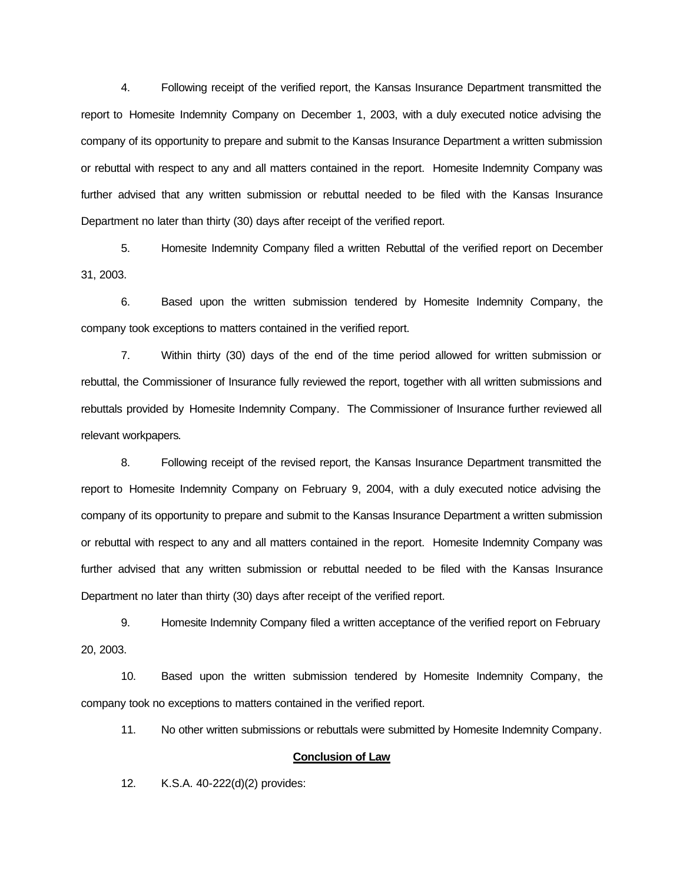4. Following receipt of the verified report, the Kansas Insurance Department transmitted the report to Homesite Indemnity Company on December 1, 2003, with a duly executed notice advising the company of its opportunity to prepare and submit to the Kansas Insurance Department a written submission or rebuttal with respect to any and all matters contained in the report. Homesite Indemnity Company was further advised that any written submission or rebuttal needed to be filed with the Kansas Insurance Department no later than thirty (30) days after receipt of the verified report.

5. Homesite Indemnity Company filed a written Rebuttal of the verified report on December 31, 2003.

6. Based upon the written submission tendered by Homesite Indemnity Company, the company took exceptions to matters contained in the verified report.

7. Within thirty (30) days of the end of the time period allowed for written submission or rebuttal, the Commissioner of Insurance fully reviewed the report, together with all written submissions and rebuttals provided by Homesite Indemnity Company. The Commissioner of Insurance further reviewed all relevant workpapers.

8. Following receipt of the revised report, the Kansas Insurance Department transmitted the report to Homesite Indemnity Company on February 9, 2004, with a duly executed notice advising the company of its opportunity to prepare and submit to the Kansas Insurance Department a written submission or rebuttal with respect to any and all matters contained in the report. Homesite Indemnity Company was further advised that any written submission or rebuttal needed to be filed with the Kansas Insurance Department no later than thirty (30) days after receipt of the verified report.

9. Homesite Indemnity Company filed a written acceptance of the verified report on February 20, 2003.

10. Based upon the written submission tendered by Homesite Indemnity Company, the company took no exceptions to matters contained in the verified report.

11. No other written submissions or rebuttals were submitted by Homesite Indemnity Company.

**Conclusion of Law**

12. K.S.A. 40-222(d)(2) provides: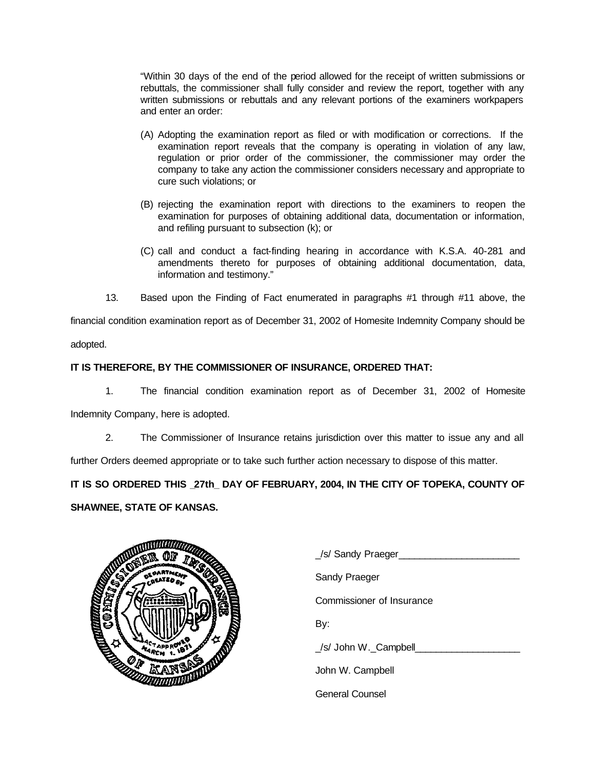"Within 30 days of the end of the period allowed for the receipt of written submissions or rebuttals, the commissioner shall fully consider and review the report, together with any written submissions or rebuttals and any relevant portions of the examiners workpapers and enter an order:

(A) Adopting the examination report as filed or with modification or corrections. If the examination report reveals that the company is operating in violation of any law, regulation or prior order of the commissioner, the commissioner may order the company to take any action the commissioner considers necessary and appropriate to cure such violations; or

(B) rejecting the examination report with directions to the examiners to reopen the examination for purposes of obtaining additional data, documentation or information, and refiling pursuant to subsection (k); or

(C) call and conduct a fact-finding hearing in accordance with K.S.A. 40-281 and amendments thereto for purposes of obtaining additional documentation, data, information and testimony."

13. Based upon the Finding of Fact enumerated in paragraphs #1 through #11 above, the financial condition examination report as of December 31, 2002 of Homesite Indemnity Company should be adopted.

**IT IS THEREFORE, BY THE COMMISSIONER OF INSURANCE, ORDERED THAT:**

1. The financial condition examination report as of December 31, 2002 of Homesite Indemnity Company, here is adopted.

2. The Commissioner of Insurance retains jurisdiction over this matter to issue any and all further Orders deemed appropriate or to take such further action necessary to dispose of this matter.

**IT IS SO ORDERED THIS _27th_ DAY OF FEBRUARY, 2004, IN THE CITY OF TOPEKA, COUNTY OF SHAWNEE, STATE OF KANSAS.**

_/s/ Sandy Praeger______________________

Sandy Praeger

Commissioner of Insurance

By:

_/s/ John W._Campbell___________________

John W. Campbell

General Counsel